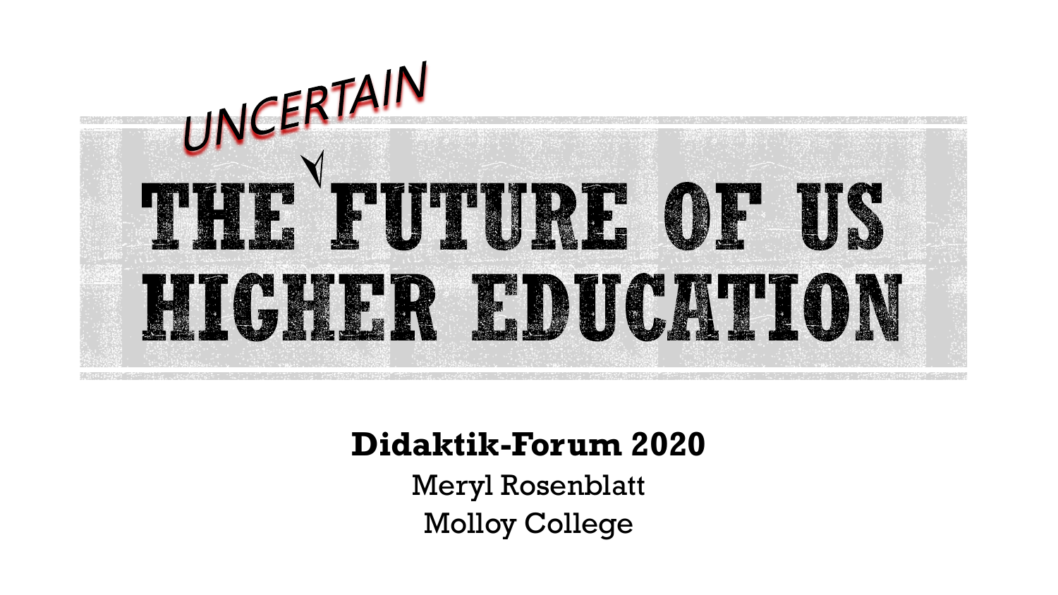# THE UNCERTAIN FUTURE OF US HIGHER EDUCATION

**Didaktik-Forum 2020**

Meryl Rosenblatt

Molloy College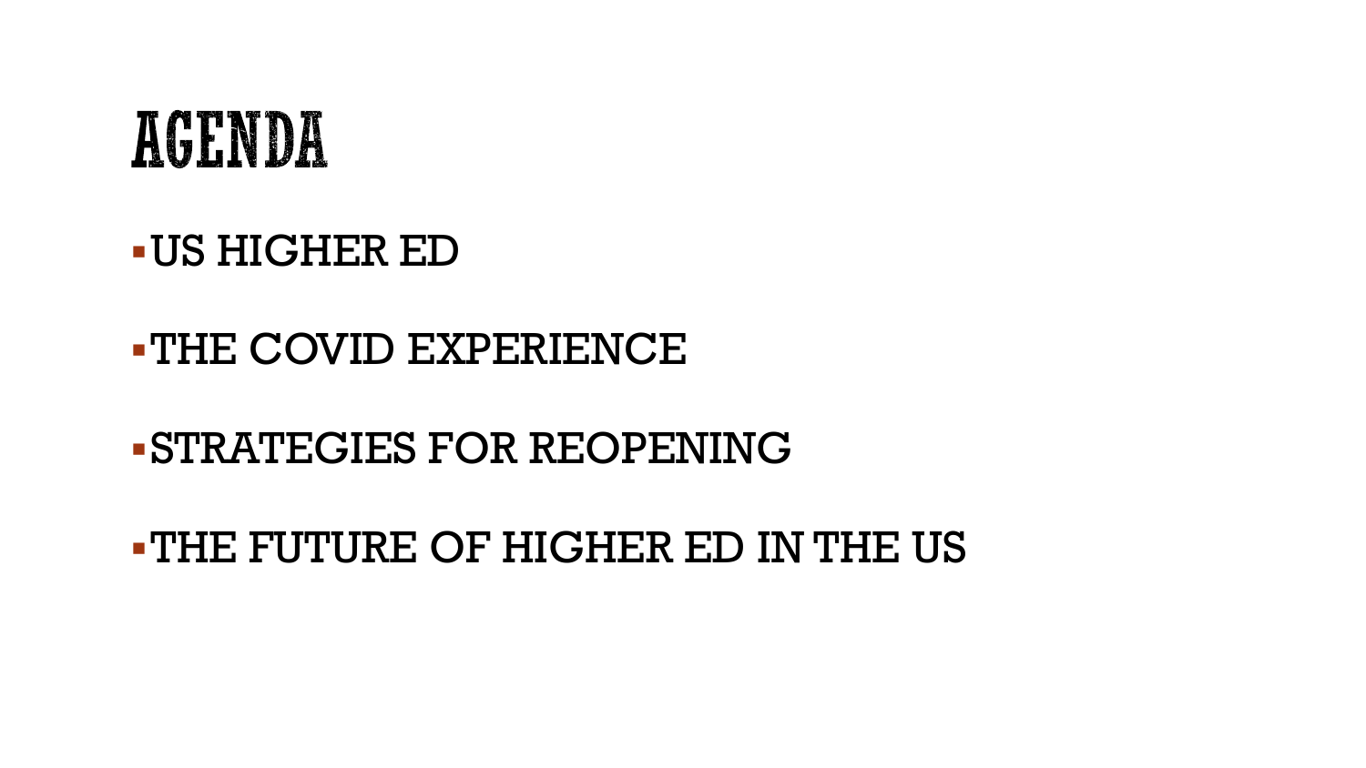# AGENDA

- US HIGHER ED
- THE COVID EXPERIENCE
- STRATEGIES FOR REOPENING
- THE FUTURE OF HIGHER ED IN THE US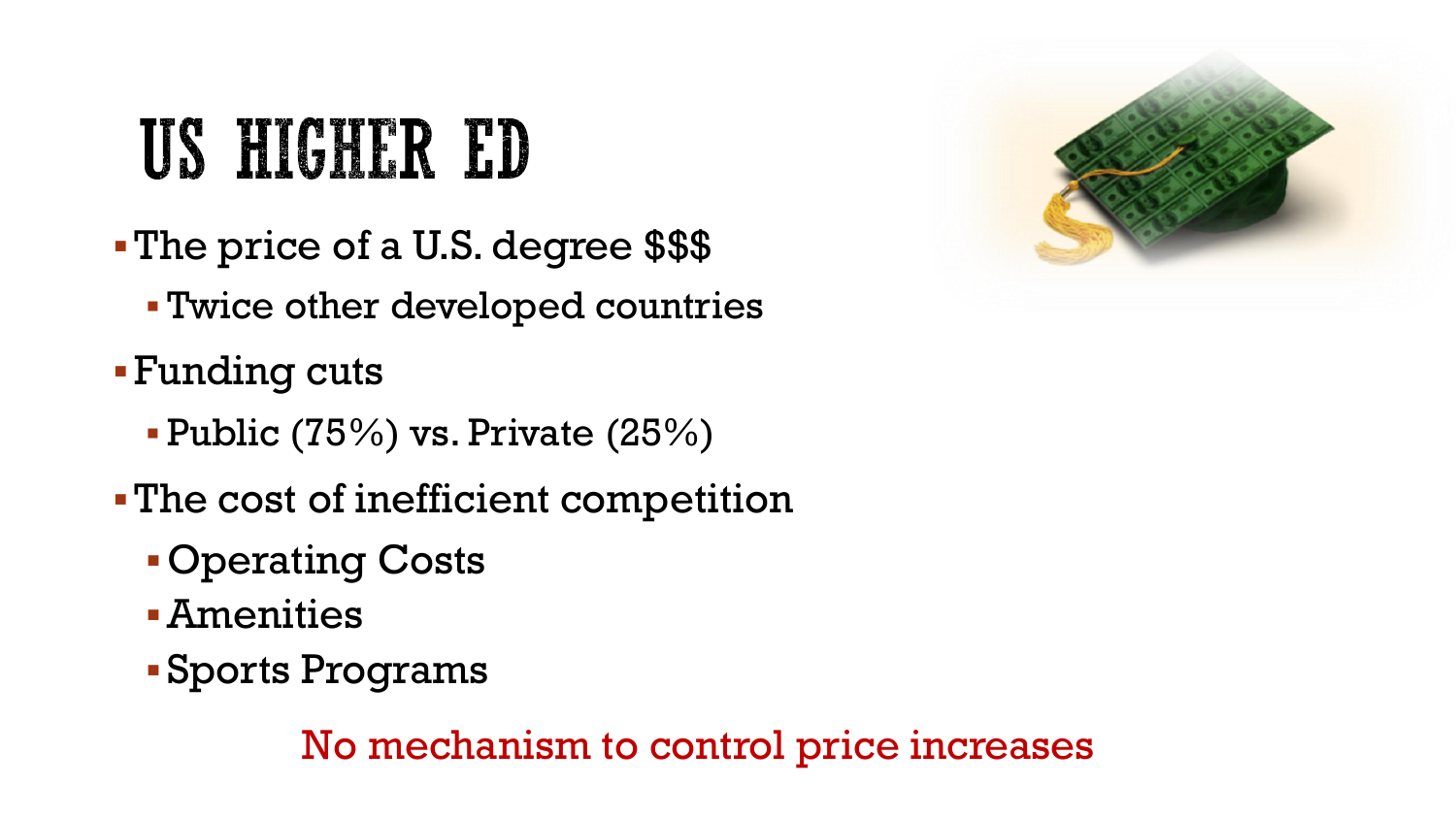# US HIGHER ED

- The price of a U.S. degree $$$
  - Twice other developed countries
- Funding cuts
  - Public (75%) vs. Private (25%)
- The cost of inefficient competition
  - Operating Costs
  - Amenities
  - Sports Programs

No mechanism to control price increases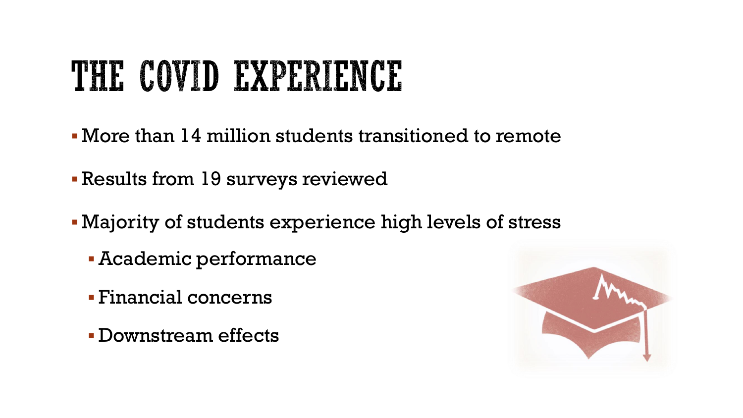# THE COVID EXPERIENCE

- More than 14 million students transitioned to remote
- Results from 19 surveys reviewed
- Majority of students experience high levels of stress
  - Academic performance
  - Financial concerns
  - Downstream effects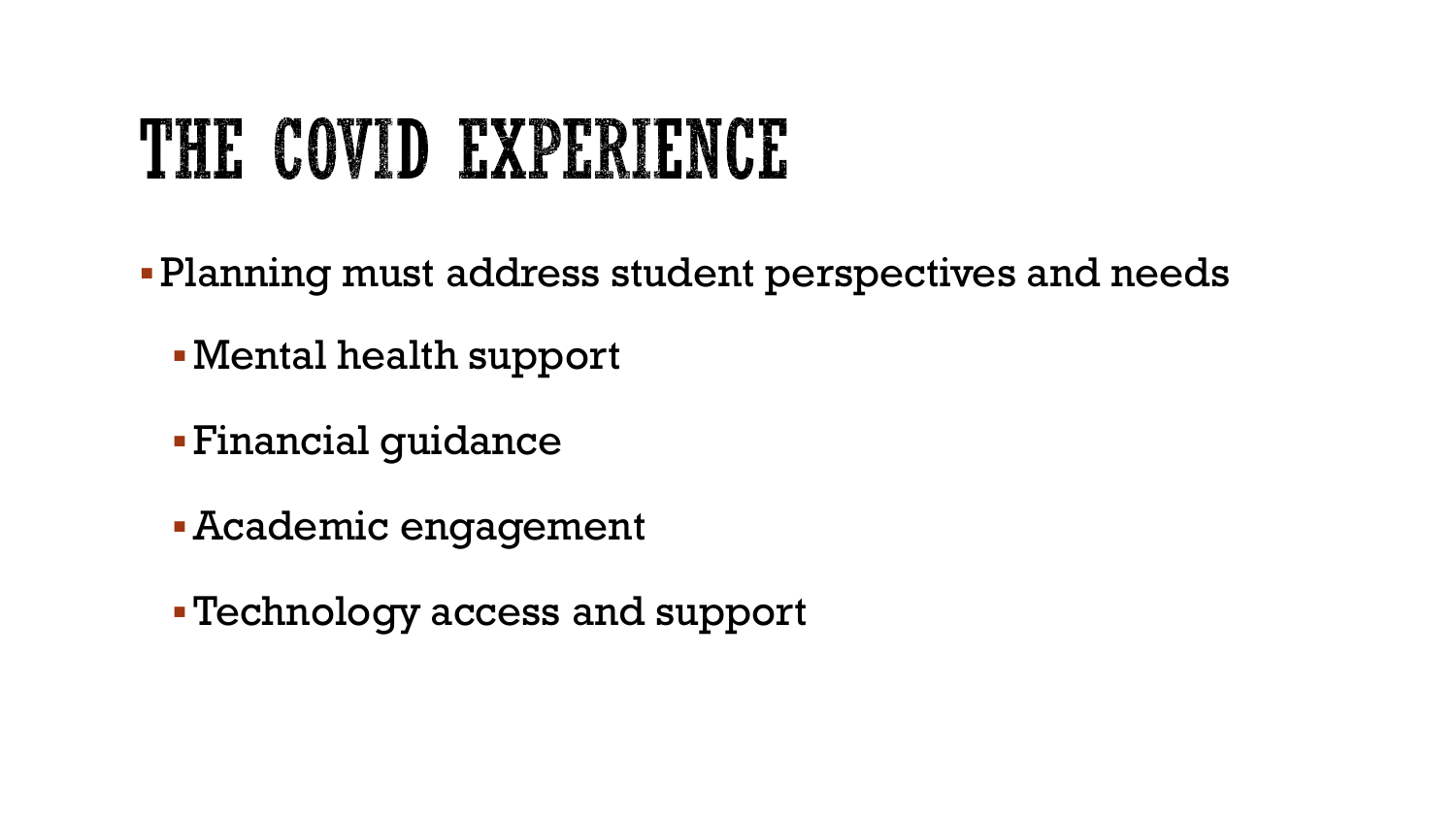# THE COVID EXPERIENCE

- Planning must address student perspectives and needs
  - Mental health support
  - Financial guidance
  - Academic engagement
  - Technology access and support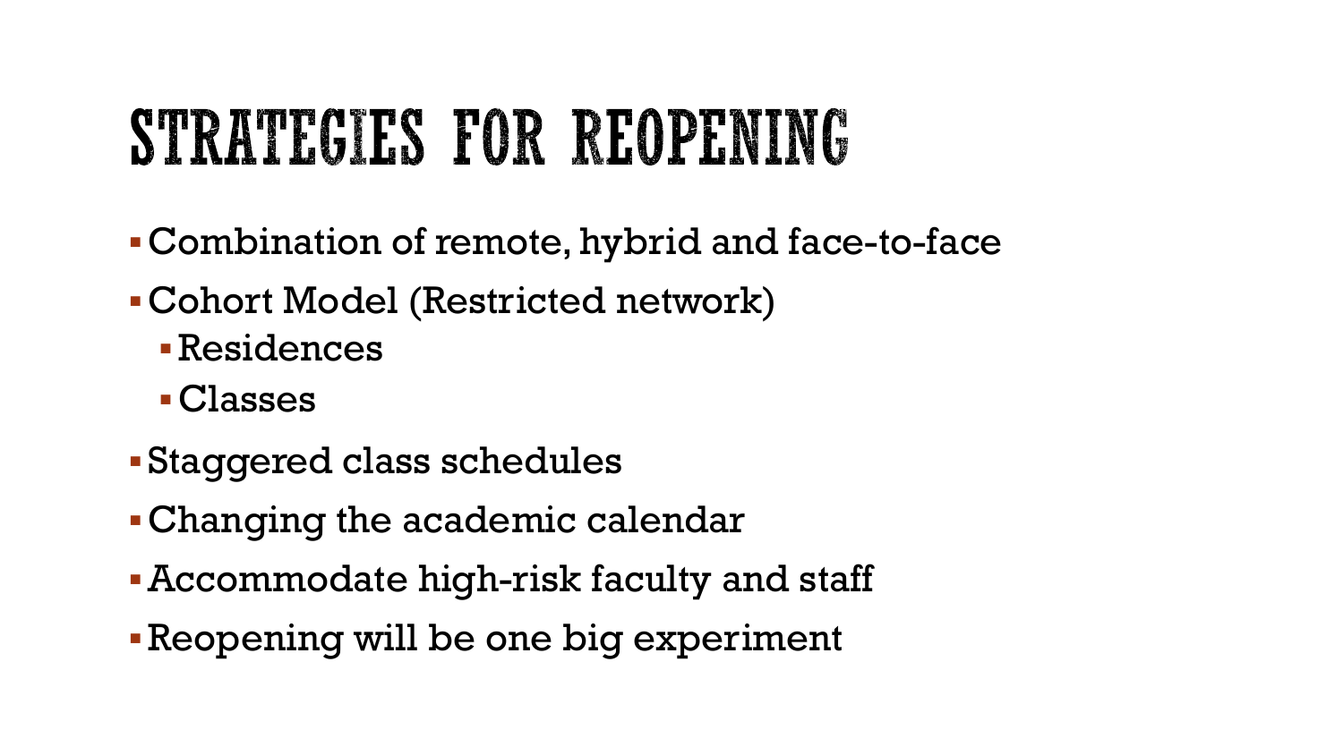# STRATEGIES FOR REOPENING

- Combination of remote, hybrid and face-to-face
- Cohort Model (Restricted network)
  - Residences
  - Classes
- Staggered class schedules
- Changing the academic calendar
- Accommodate high-risk faculty and staff
- Reopening will be one big experiment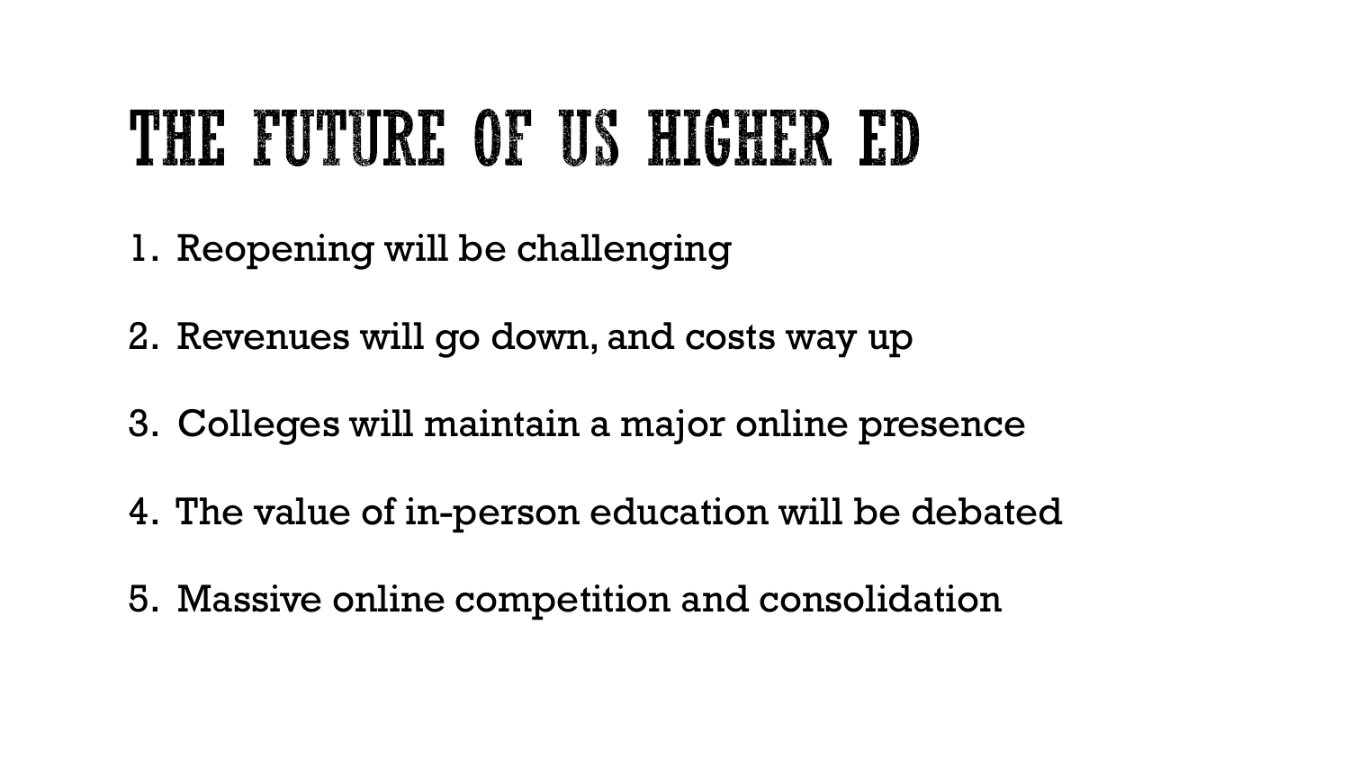# THE FUTURE OF US HIGHER ED

1. Reopening will be challenging
2. Revenues will go down, and costs way up
3. Colleges will maintain a major online presence
4. The value of in-person education will be debated
5. Massive online competition and consolidation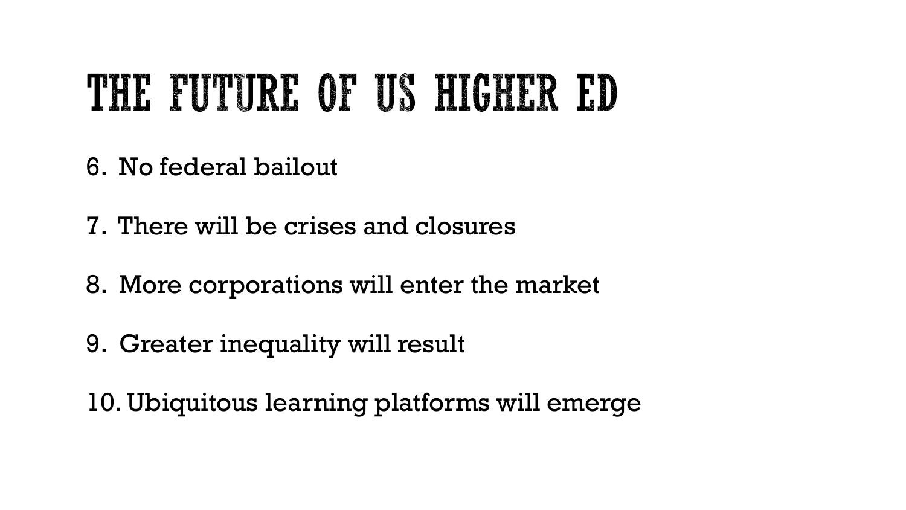# THE FUTURE OF US HIGHER ED

6. No federal bailout
7. There will be crises and closures
8. More corporations will enter the market
9. Greater inequality will result
10. Ubiquitous learning platforms will emerge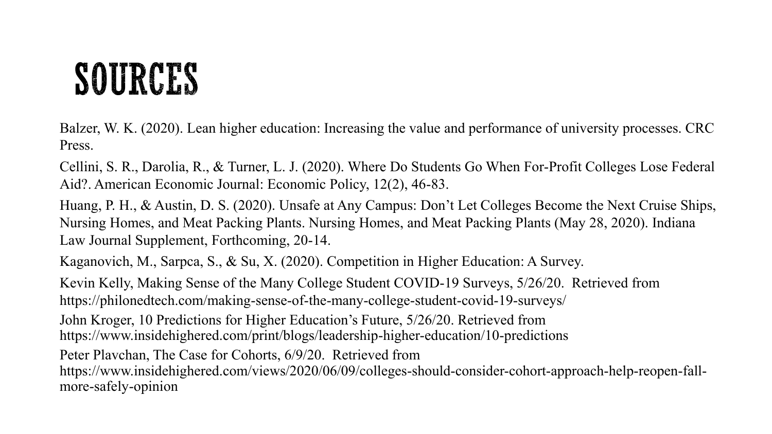# SOURCES

Balzer, W. K. (2020). Lean higher education: Increasing the value and performance of university processes. CRC Press.

Cellini, S. R., Darolia, R., & Turner, L. J. (2020). Where Do Students Go When For-Profit Colleges Lose Federal Aid?. American Economic Journal: Economic Policy, 12(2), 46-83.

Huang, P. H., & Austin, D. S. (2020). Unsafe at Any Campus: Don't Let Colleges Become the Next Cruise Ships, Nursing Homes, and Meat Packing Plants. Nursing Homes, and Meat Packing Plants (May 28, 2020). Indiana Law Journal Supplement, Forthcoming, 20-14.

Kaganovich, M., Sarpca, S., & Su, X. (2020). Competition in Higher Education: A Survey.

Kevin Kelly, Making Sense of the Many College Student COVID-19 Surveys, 5/26/20. Retrieved from https://philonedtech.com/making-sense-of-the-many-college-student-covid-19-surveys/

John Kroger, 10 Predictions for Higher Education's Future, 5/26/20. Retrieved from https://www.insidehighered.com/print/blogs/leadership-higher-education/10-predictions

Peter Plavchan, The Case for Cohorts, 6/9/20. Retrieved from https://www.insidehighered.com/views/2020/06/09/colleges-should-consider-cohort-approach-help-reopen-fall-more-safely-opinion